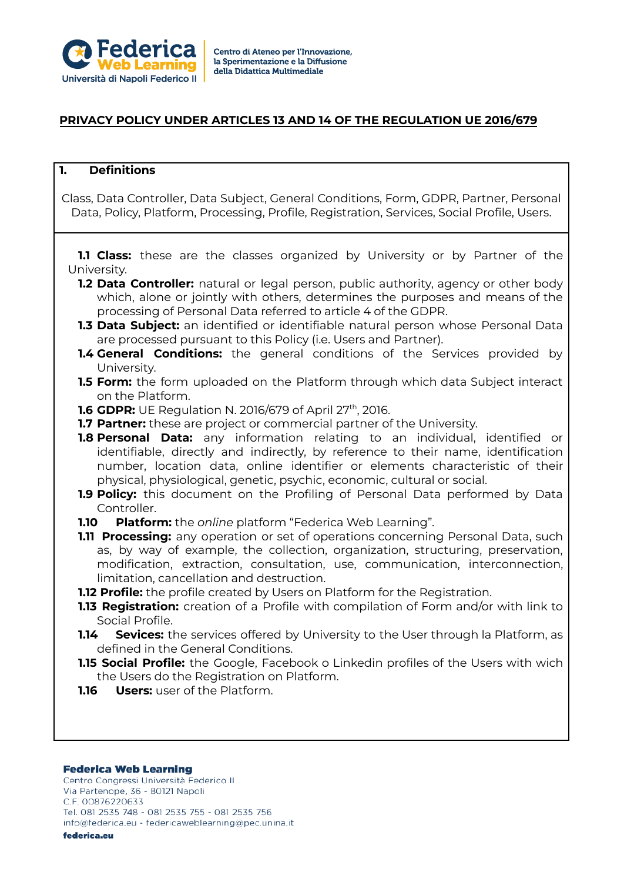## PRIVACY POLICY UNDER ARTICLES 13 AND 14 OF THE REGULATION UE 2016/679

### 1. Definitions

Class, Data Controller, Data Subject, General Conditions, Form, GDPR, Partner, Personal Data, Policy, Platform, Processing, Profile, Registration, Services, Social Profile, Users.

**1.1 Class:** these are the classes organized by University or by Partner of the University.

**1.2 Data Controller:** natural or legal person, public authority, agency or other body which, alone or jointly with others, determines the purposes and means of the processing of Personal Data referred to article 4 of the GDPR.

**1.3 Data Subject:** an identified or identifiable natural person whose Personal Data are processed pursuant to this Policy (i.e. Users and Partner).

**1.4 General Conditions:** the general conditions of the Services provided by University.

**1.5 Form:** the form uploaded on the Platform through which data Subject interact on the Platform.

**1.6 GDPR:** UE Regulation N. 2016/679 of April 27th, 2016.

**1.7 Partner:** these are project or commercial partner of the University.

**1.8 Personal Data:** any information relating to an individual, identified or identifiable, directly and indirectly, by reference to their name, identification number, location data, online identifier or elements characteristic of their physical, physiological, genetic, psychic, economic, cultural or social.

**1.9 Policy:** this document on the Profiling of Personal Data performed by Data Controller.

**1.10 Platform:** the *online* platform "Federica Web Learning".

**1.11 Processing:** any operation or set of operations concerning Personal Data, such as, by way of example, the collection, organization, structuring, preservation, modification, extraction, consultation, use, communication, interconnection, limitation, cancellation and destruction.

**1.12 Profile:** the profile created by Users on Platform for the Registration.

**1.13 Registration:** creation of a Profile with compilation of Form and/or with link to Social Profile.

**1.14 Sevices:** the services offered by University to the User through la Platform, as defined in the General Conditions.

**1.15 Social Profile:** the Google, Facebook o Linkedin profiles of the Users with wich the Users do the Registration on Platform.

**1.16 Users:** user of the Platform.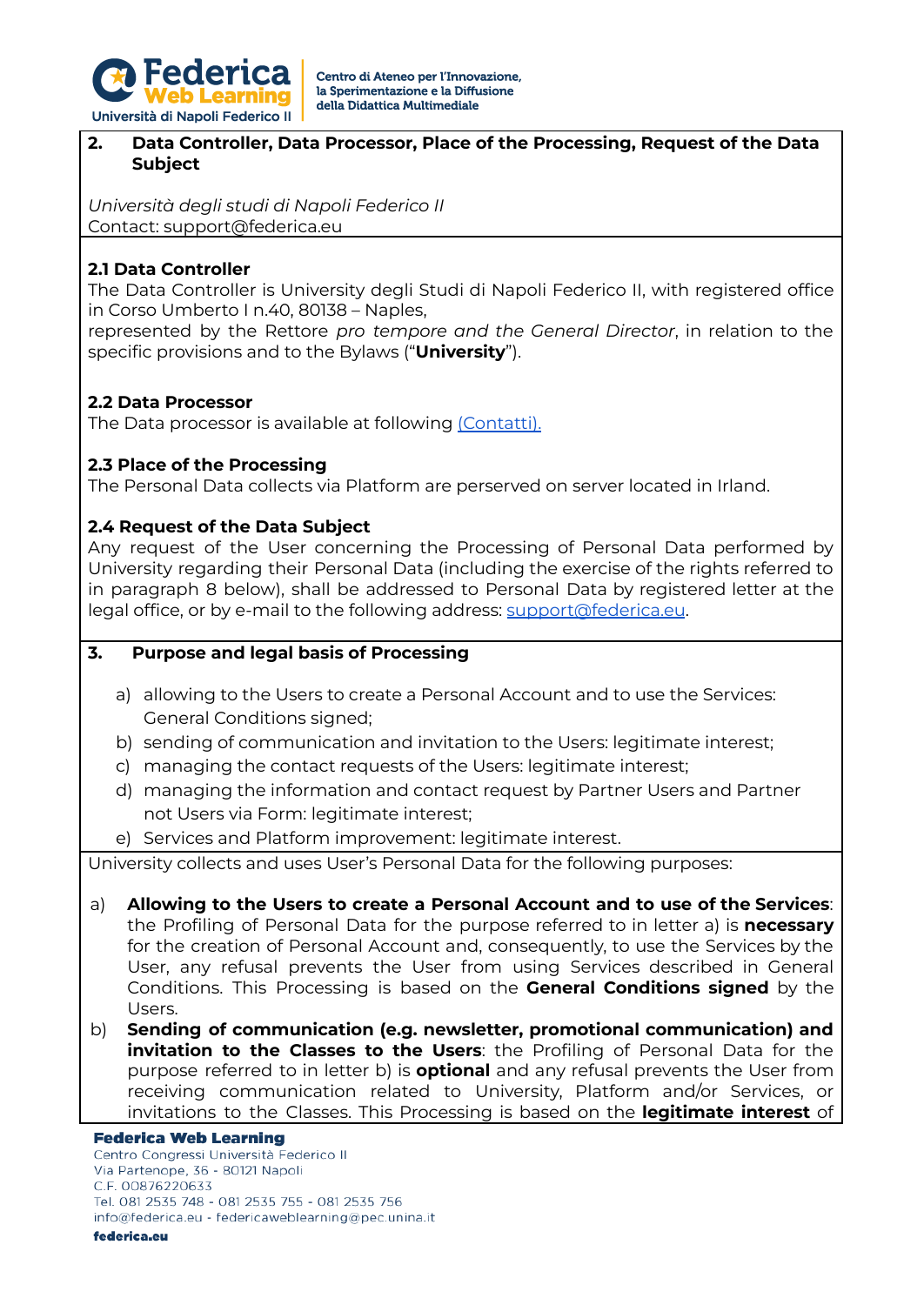## 2. Data Controller, Data Processor, Place of the Processing, Request of the Data Subject

*Università degli studi di Napoli Federico II*
Contact: support@federica.eu

### 2.1 Data Controller

The Data Controller is University degli Studi di Napoli Federico II, with registered office in Corso Umberto I n.40, 80138 – Naples,
represented by the Rettore *pro tempore and the General Director*, in relation to the specific provisions and to the Bylaws ("**University**").

### 2.2 Data Processor

The Data processor is available at following [(Contatti).](Contatti)

### 2.3 Place of the Processing

The Personal Data collects via Platform are perserved on server located in Irland.

### 2.4 Request of the Data Subject

Any request of the User concerning the Processing of Personal Data performed by University regarding their Personal Data (including the exercise of the rights referred to in paragraph 8 below), shall be addressed to Personal Data by registered letter at the legal office, or by e-mail to the following address: support@federica.eu.

## 3. Purpose and legal basis of Processing

a) allowing to the Users to create a Personal Account and to use the Services: General Conditions signed;
b) sending of communication and invitation to the Users: legitimate interest;
c) managing the contact requests of the Users: legitimate interest;
d) managing the information and contact request by Partner Users and Partner not Users via Form: legitimate interest;
e) Services and Platform improvement: legitimate interest.

University collects and uses User's Personal Data for the following purposes:

a) **Allowing to the Users to create a Personal Account and to use of the Services**: the Profiling of Personal Data for the purpose referred to in letter a) is **necessary** for the creation of Personal Account and, consequently, to use the Services by the User, any refusal prevents the User from using Services described in General Conditions. This Processing is based on the **General Conditions signed** by the Users.
b) **Sending of communication (e.g. newsletter, promotional communication) and invitation to the Classes to the Users**: the Profiling of Personal Data for the purpose referred to in letter b) is **optional** and any refusal prevents the User from receiving communication related to University, Platform and/or Services, or invitations to the Classes. This Processing is based on the **legitimate interest** of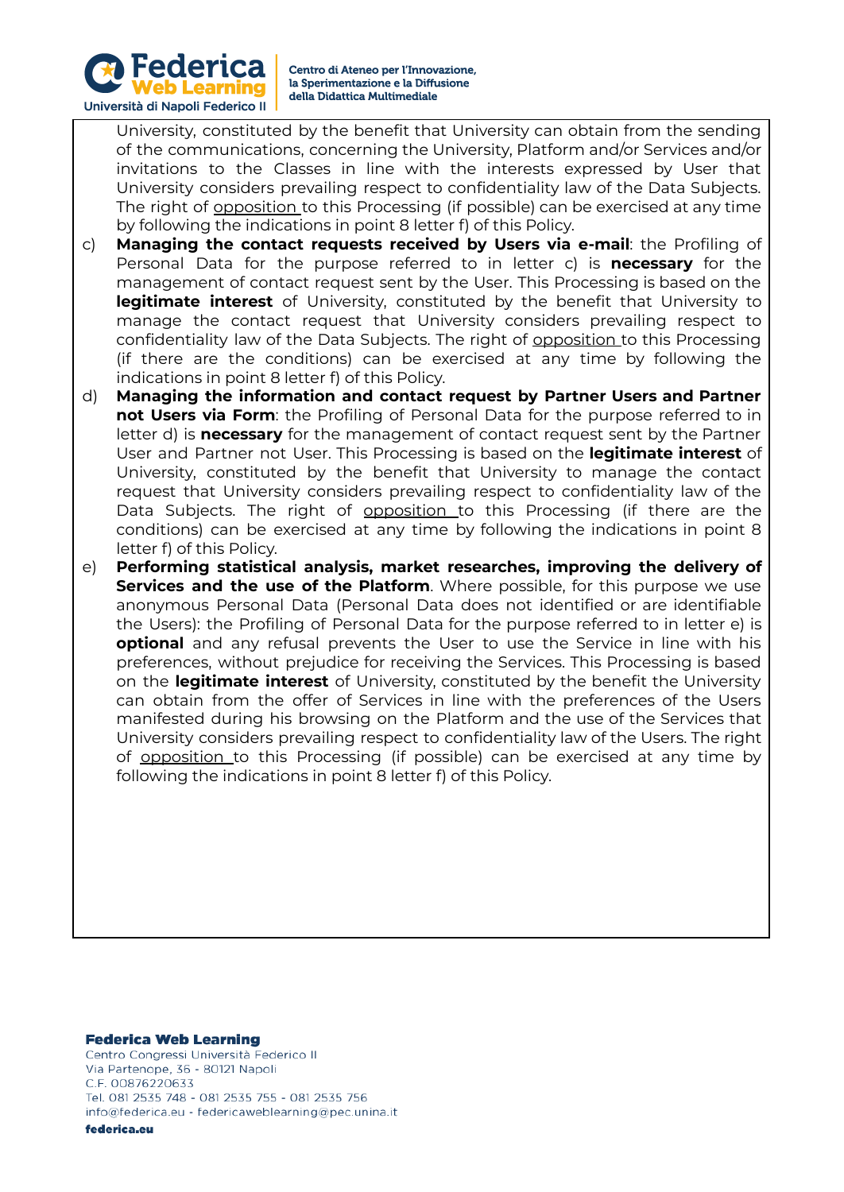University, constituted by the benefit that University can obtain from the sending of the communications, concerning the University, Platform and/or Services and/or invitations to the Classes in line with the interests expressed by User that University considers prevailing respect to confidentiality law of the Data Subjects. The right of opposition to this Processing (if possible) can be exercised at any time by following the indications in point 8 letter f) of this Policy.

c) **Managing the contact requests received by Users via e-mail**: the Profiling of Personal Data for the purpose referred to in letter c) is **necessary** for the management of contact request sent by the User. This Processing is based on the **legitimate interest** of University, constituted by the benefit that University to manage the contact request that University considers prevailing respect to confidentiality law of the Data Subjects. The right of opposition to this Processing (if there are the conditions) can be exercised at any time by following the indications in point 8 letter f) of this Policy.

d) **Managing the information and contact request by Partner Users and Partner not Users via Form**: the Profiling of Personal Data for the purpose referred to in letter d) is **necessary** for the management of contact request sent by the Partner User and Partner not User. This Processing is based on the **legitimate interest** of University, constituted by the benefit that University to manage the contact request that University considers prevailing respect to confidentiality law of the Data Subjects. The right of opposition to this Processing (if there are the conditions) can be exercised at any time by following the indications in point 8 letter f) of this Policy.

e) **Performing statistical analysis, market researches, improving the delivery of Services and the use of the Platform**. Where possible, for this purpose we use anonymous Personal Data (Personal Data does not identified or are identifiable the Users): the Profiling of Personal Data for the purpose referred to in letter e) is **optional** and any refusal prevents the User to use the Service in line with his preferences, without prejudice for receiving the Services. This Processing is based on the **legitimate interest** of University, constituted by the benefit the University can obtain from the offer of Services in line with the preferences of the Users manifested during his browsing on the Platform and the use of the Services that University considers prevailing respect to confidentiality law of the Users. The right of opposition to this Processing (if possible) can be exercised at any time by following the indications in point 8 letter f) of this Policy.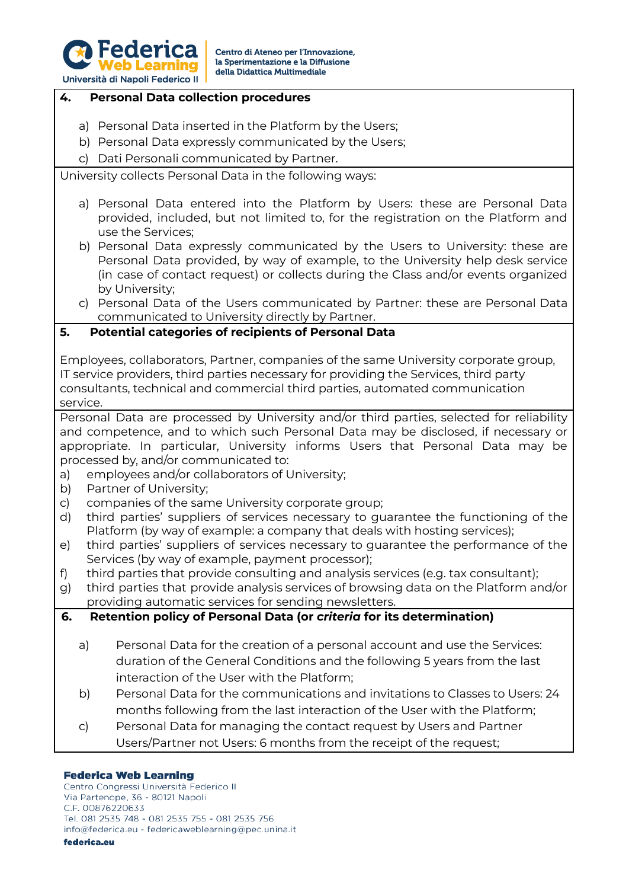## 4. Personal Data collection procedures

a) Personal Data inserted in the Platform by the Users;
b) Personal Data expressly communicated by the Users;
c) Dati Personali communicated by Partner.

University collects Personal Data in the following ways:

a) Personal Data entered into the Platform by Users: these are Personal Data provided, included, but not limited to, for the registration on the Platform and use the Services;
b) Personal Data expressly communicated by the Users to University: these are Personal Data provided, by way of example, to the University help desk service (in case of contact request) or collects during the Class and/or events organized by University;
c) Personal Data of the Users communicated by Partner: these are Personal Data communicated to University directly by Partner.

## 5. Potential categories of recipients of Personal Data

Employees, collaborators, Partner, companies of the same University corporate group, IT service providers, third parties necessary for providing the Services, third party consultants, technical and commercial third parties, automated communication service.

Personal Data are processed by University and/or third parties, selected for reliability and competence, and to which such Personal Data may be disclosed, if necessary or appropriate. In particular, University informs Users that Personal Data may be processed by, and/or communicated to:

a) employees and/or collaborators of University;
b) Partner of University;
c) companies of the same University corporate group;
d) third parties' suppliers of services necessary to guarantee the functioning of the Platform (by way of example: a company that deals with hosting services);
e) third parties' suppliers of services necessary to guarantee the performance of the Services (by way of example, payment processor);
f) third parties that provide consulting and analysis services (e.g. tax consultant);
g) third parties that provide analysis services of browsing data on the Platform and/or providing automatic services for sending newsletters.

## 6. Retention policy of Personal Data (or *criteria* for its determination)

a) Personal Data for the creation of a personal account and use the Services: duration of the General Conditions and the following 5 years from the last interaction of the User with the Platform;
b) Personal Data for the communications and invitations to Classes to Users: 24 months following from the last interaction of the User with the Platform;
c) Personal Data for managing the contact request by Users and Partner Users/Partner not Users: 6 months from the receipt of the request;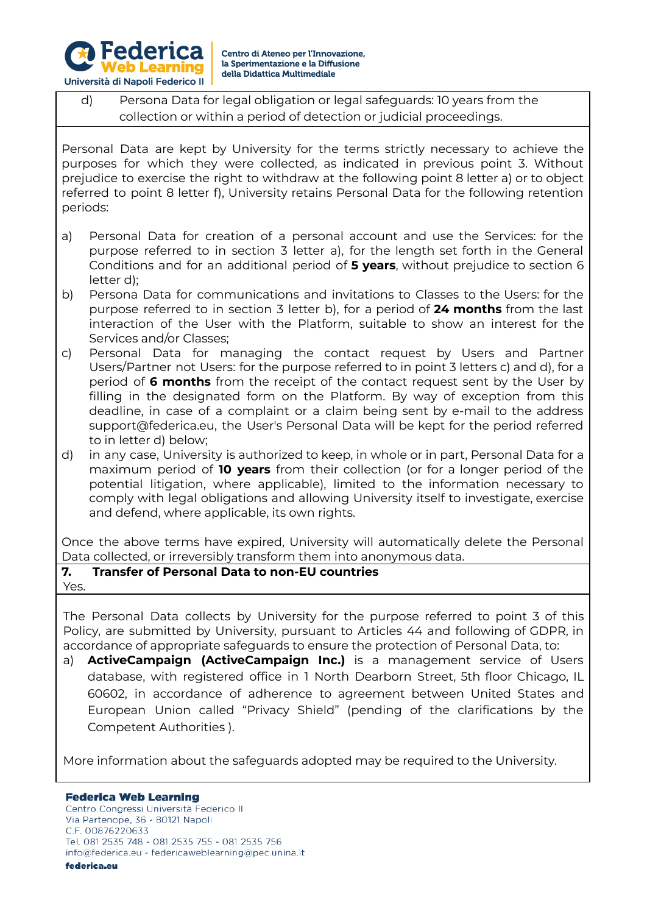d) Persona Data for legal obligation or legal safeguards: 10 years from the collection or within a period of detection or judicial proceedings.

Personal Data are kept by University for the terms strictly necessary to achieve the purposes for which they were collected, as indicated in previous point 3. Without prejudice to exercise the right to withdraw at the following point 8 letter a) or to object referred to point 8 letter f), University retains Personal Data for the following retention periods:

a) Personal Data for creation of a personal account and use the Services: for the purpose referred to in section 3 letter a), for the length set forth in the General Conditions and for an additional period of **5 years**, without prejudice to section 6 letter d);
b) Persona Data for communications and invitations to Classes to the Users: for the purpose referred to in section 3 letter b), for a period of **24 months** from the last interaction of the User with the Platform, suitable to show an interest for the Services and/or Classes;
c) Personal Data for managing the contact request by Users and Partner Users/Partner not Users: for the purpose referred to in point 3 letters c) and d), for a period of **6 months** from the receipt of the contact request sent by the User by filling in the designated form on the Platform. By way of exception from this deadline, in case of a complaint or a claim being sent by e-mail to the address support@federica.eu, the User's Personal Data will be kept for the period referred to in letter d) below;
d) in any case, University is authorized to keep, in whole or in part, Personal Data for a maximum period of **10 years** from their collection (or for a longer period of the potential litigation, where applicable), limited to the information necessary to comply with legal obligations and allowing University itself to investigate, exercise and defend, where applicable, its own rights.

Once the above terms have expired, University will automatically delete the Personal Data collected, or irreversibly transform them into anonymous data.

**7. Transfer of Personal Data to non-EU countries**

Yes.

The Personal Data collects by University for the purpose referred to point 3 of this Policy, are submitted by University, pursuant to Articles 44 and following of GDPR, in accordance of appropriate safeguards to ensure the protection of Personal Data, to:

a) **ActiveCampaign (ActiveCampaign Inc.)** is a management service of Users database, with registered office in 1 North Dearborn Street, 5th floor Chicago, IL 60602, in accordance of adherence to agreement between United States and European Union called "Privacy Shield" (pending of the clarifications by the Competent Authorities ).

More information about the safeguards adopted may be required to the University.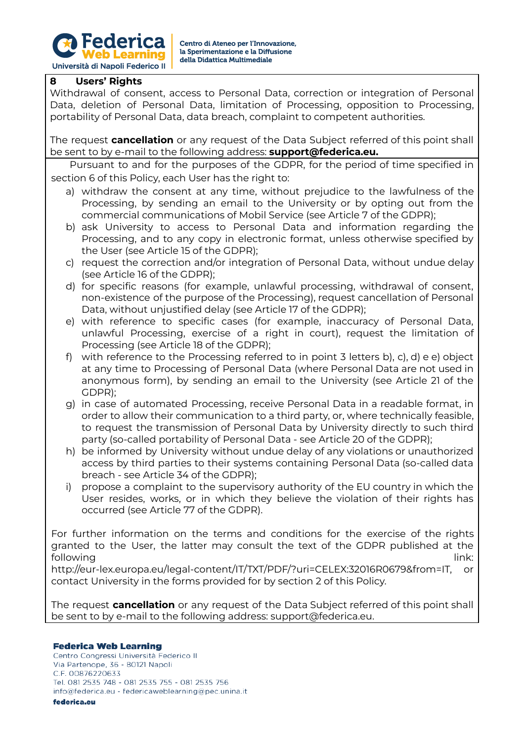## 8 Users' Rights

Withdrawal of consent, access to Personal Data, correction or integration of Personal Data, deletion of Personal Data, limitation of Processing, opposition to Processing, portability of Personal Data, data breach, complaint to competent authorities.

The request **cancellation** or any request of the Data Subject referred of this point shall be sent to by e-mail to the following address: **support@federica.eu.**

Pursuant to and for the purposes of the GDPR, for the period of time specified in section 6 of this Policy, each User has the right to:

a) withdraw the consent at any time, without prejudice to the lawfulness of the Processing, by sending an email to the University or by opting out from the commercial communications of Mobil Service (see Article 7 of the GDPR);
b) ask University to access to Personal Data and information regarding the Processing, and to any copy in electronic format, unless otherwise specified by the User (see Article 15 of the GDPR);
c) request the correction and/or integration of Personal Data, without undue delay (see Article 16 of the GDPR);
d) for specific reasons (for example, unlawful processing, withdrawal of consent, non-existence of the purpose of the Processing), request cancellation of Personal Data, without unjustified delay (see Article 17 of the GDPR);
e) with reference to specific cases (for example, inaccuracy of Personal Data, unlawful Processing, exercise of a right in court), request the limitation of Processing (see Article 18 of the GDPR);
f) with reference to the Processing referred to in point 3 letters b), c), d) e e) object at any time to Processing of Personal Data (where Personal Data are not used in anonymous form), by sending an email to the University (see Article 21 of the GDPR);
g) in case of automated Processing, receive Personal Data in a readable format, in order to allow their communication to a third party, or, where technically feasible, to request the transmission of Personal Data by University directly to such third party (so-called portability of Personal Data - see Article 20 of the GDPR);
h) be informed by University without undue delay of any violations or unauthorized access by third parties to their systems containing Personal Data (so-called data breach - see Article 34 of the GDPR);
i) propose a complaint to the supervisory authority of the EU country in which the User resides, works, or in which they believe the violation of their rights has occurred (see Article 77 of the GDPR).

For further information on the terms and conditions for the exercise of the rights granted to the User, the latter may consult the text of the GDPR published at the following link: http://eur-lex.europa.eu/legal-content/IT/TXT/PDF/?uri=CELEX:32016R0679&from=IT, or contact University in the forms provided for by section 2 of this Policy.

The request **cancellation** or any request of the Data Subject referred of this point shall be sent to by e-mail to the following address: support@federica.eu.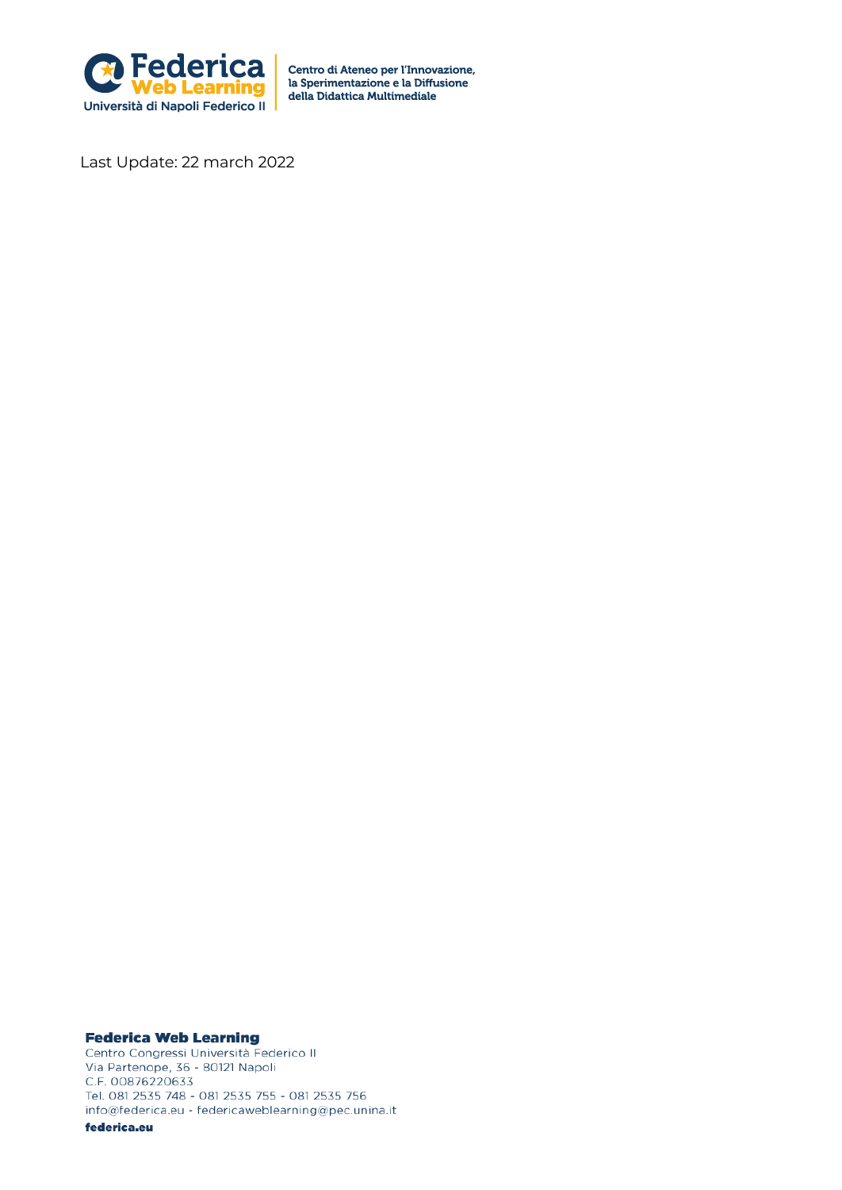Last Update: 22 march 2022